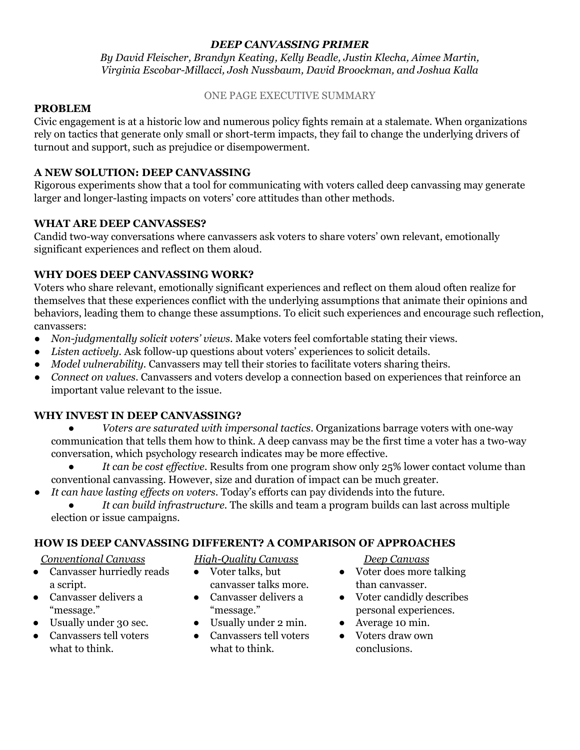# *DEEP CANVASSING PRIMER*

*By David Fleischer, Brandyn Keating, Kelly Beadle, Justin Klecha, Aimee Martin, Virginia Escobar-Millacci, Josh Nussbaum, David Broockman, and Joshua Kalla*

ONE PAGE EXECUTIVE SUMMARY

## PROBLEM

Civic engagement is at a historic low and numerous policy fights remain at a stalemate. When organizations rely on tactics that generate only small or short-term impacts, they fail to change the underlying drivers of turnout and support, such as prejudice or disempowerment.

## A NEW SOLUTION: DEEP CANVASSING

Rigorous experiments show that a tool for communicating with voters called deep canvassing may generate larger and longer-lasting impacts on voters' core attitudes than other methods.

## WHAT ARE DEEP CANVASSES?

Candid two-way conversations where canvassers ask voters to share voters' own relevant, emotionally significant experiences and reflect on them aloud.

## WHY DOES DEEP CANVASSING WORK?

Voters who share relevant, emotionally significant experiences and reflect on them aloud often realize for themselves that these experiences conflict with the underlying assumptions that animate their opinions and behaviors, leading them to change these assumptions. To elicit such experiences and encourage such reflection, canvassers:

- *Non-judgmentally solicit voters' views.* Make voters feel comfortable stating their views.
- *Listen actively.* Ask follow-up questions about voters' experiences to solicit details.
- *Model vulnerability.* Canvassers may tell their stories to facilitate voters sharing theirs.
- *Connect on values.* Canvassers and voters develop a connection based on experiences that reinforce an important value relevant to the issue.

## WHY INVEST IN DEEP CANVASSING?

- *Voters are saturated with impersonal tactics.* Organizations barrage voters with one-way communication that tells them how to think. A deep canvass may be the first time a voter has a two-way conversation, which psychology research indicates may be more effective.
- *It can be cost effective.* Results from one program show only 25% lower contact volume than conventional canvassing. However, size and duration of impact can be much greater.
- *It can have lasting effects on voters.* Today's efforts can pay dividends into the future.
- *It can build infrastructure.* The skills and team a program builds can last across multiple election or issue campaigns.

## HOW IS DEEP CANVASSING DIFFERENT? A COMPARISON OF APPROACHES

*Conventional Canvass*

- Canvasser hurriedly reads a script.
- Canvasser delivers a "message."
- Usually under 30 sec.
- Canvassers tell voters what to think.

*High-Quality Canvass*

- Voter talks, but canvasser talks more.
- Canvasser delivers a "message."
- Usually under 2 min.
- Canvassers tell voters what to think.

*Deep Canvass*

- Voter does more talking than canvasser.
- Voter candidly describes personal experiences.
- Average 10 min.
- Voters draw own conclusions.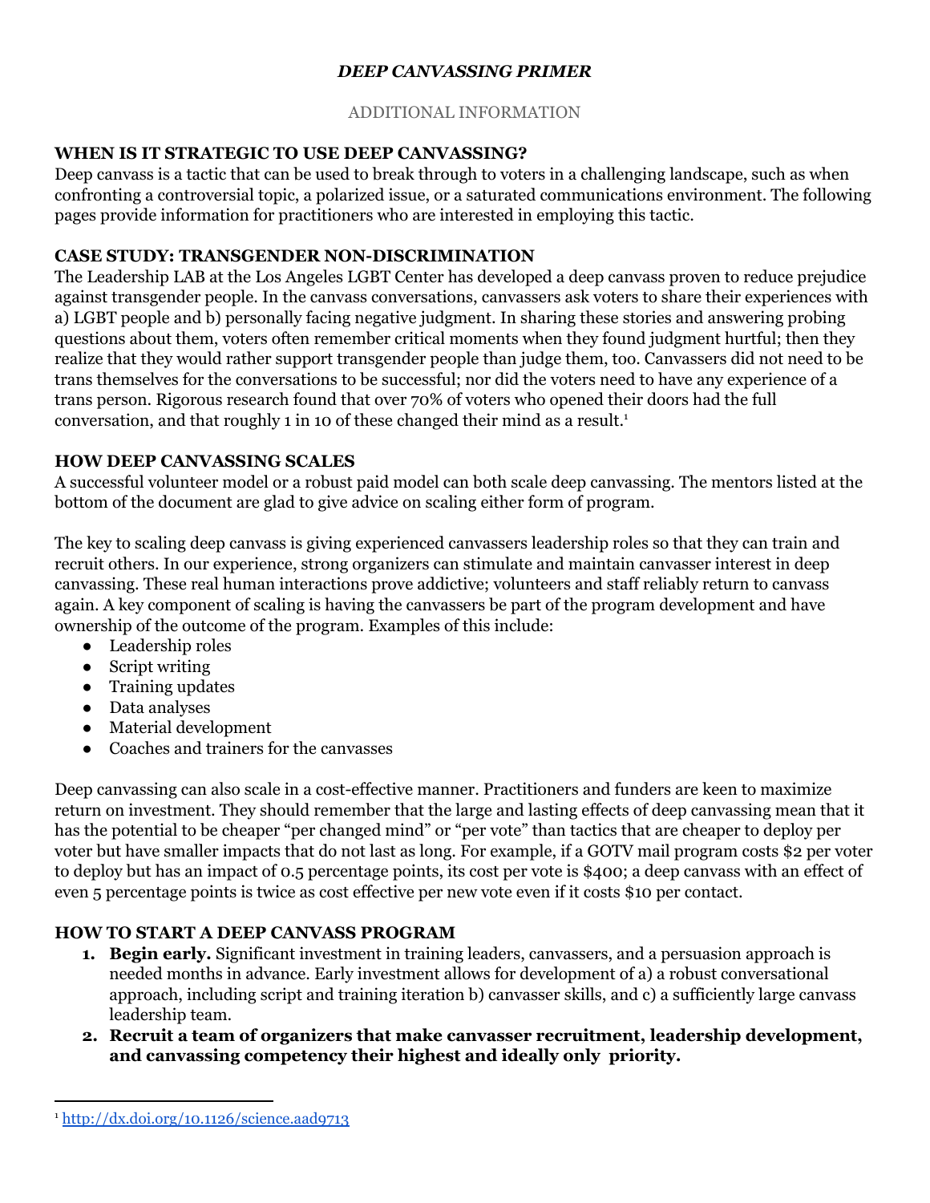***DEEP CANVASSING PRIMER***

ADDITIONAL INFORMATION

## WHEN IS IT STRATEGIC TO USE DEEP CANVASSING?

Deep canvass is a tactic that can be used to break through to voters in a challenging landscape, such as when confronting a controversial topic, a polarized issue, or a saturated communications environment. The following pages provide information for practitioners who are interested in employing this tactic.

## CASE STUDY: TRANSGENDER NON-DISCRIMINATION

The Leadership LAB at the Los Angeles LGBT Center has developed a deep canvass proven to reduce prejudice against transgender people. In the canvass conversations, canvassers ask voters to share their experiences with a) LGBT people and b) personally facing negative judgment. In sharing these stories and answering probing questions about them, voters often remember critical moments when they found judgment hurtful; then they realize that they would rather support transgender people than judge them, too. Canvassers did not need to be trans themselves for the conversations to be successful; nor did the voters need to have any experience of a trans person. Rigorous research found that over 70% of voters who opened their doors had the full conversation, and that roughly 1 in 10 of these changed their mind as a result.[1]

## HOW DEEP CANVASSING SCALES

A successful volunteer model or a robust paid model can both scale deep canvassing. The mentors listed at the bottom of the document are glad to give advice on scaling either form of program.

The key to scaling deep canvass is giving experienced canvassers leadership roles so that they can train and recruit others. In our experience, strong organizers can stimulate and maintain canvasser interest in deep canvassing. These real human interactions prove addictive; volunteers and staff reliably return to canvass again. A key component of scaling is having the canvassers be part of the program development and have ownership of the outcome of the program. Examples of this include:

- Leadership roles
- Script writing
- Training updates
- Data analyses
- Material development
- Coaches and trainers for the canvasses

Deep canvassing can also scale in a cost-effective manner. Practitioners and funders are keen to maximize return on investment. They should remember that the large and lasting effects of deep canvassing mean that it has the potential to be cheaper "per changed mind" or "per vote" than tactics that are cheaper to deploy per voter but have smaller impacts that do not last as long. For example, if a GOTV mail program costs $2 per voter to deploy but has an impact of 0.5 percentage points, its cost per vote is $400; a deep canvass with an effect of even 5 percentage points is twice as cost effective per new vote even if it costs $10 per contact.

## HOW TO START A DEEP CANVASS PROGRAM

1. **Begin early.** Significant investment in training leaders, canvassers, and a persuasion approach is needed months in advance. Early investment allows for development of a) a robust conversational approach, including script and training iteration b) canvasser skills, and c) a sufficiently large canvass leadership team.
2. **Recruit a team of organizers that make canvasser recruitment, leadership development, and canvassing competency their highest and ideally only priority.**

[1] http://dx.doi.org/10.1126/science.aad9713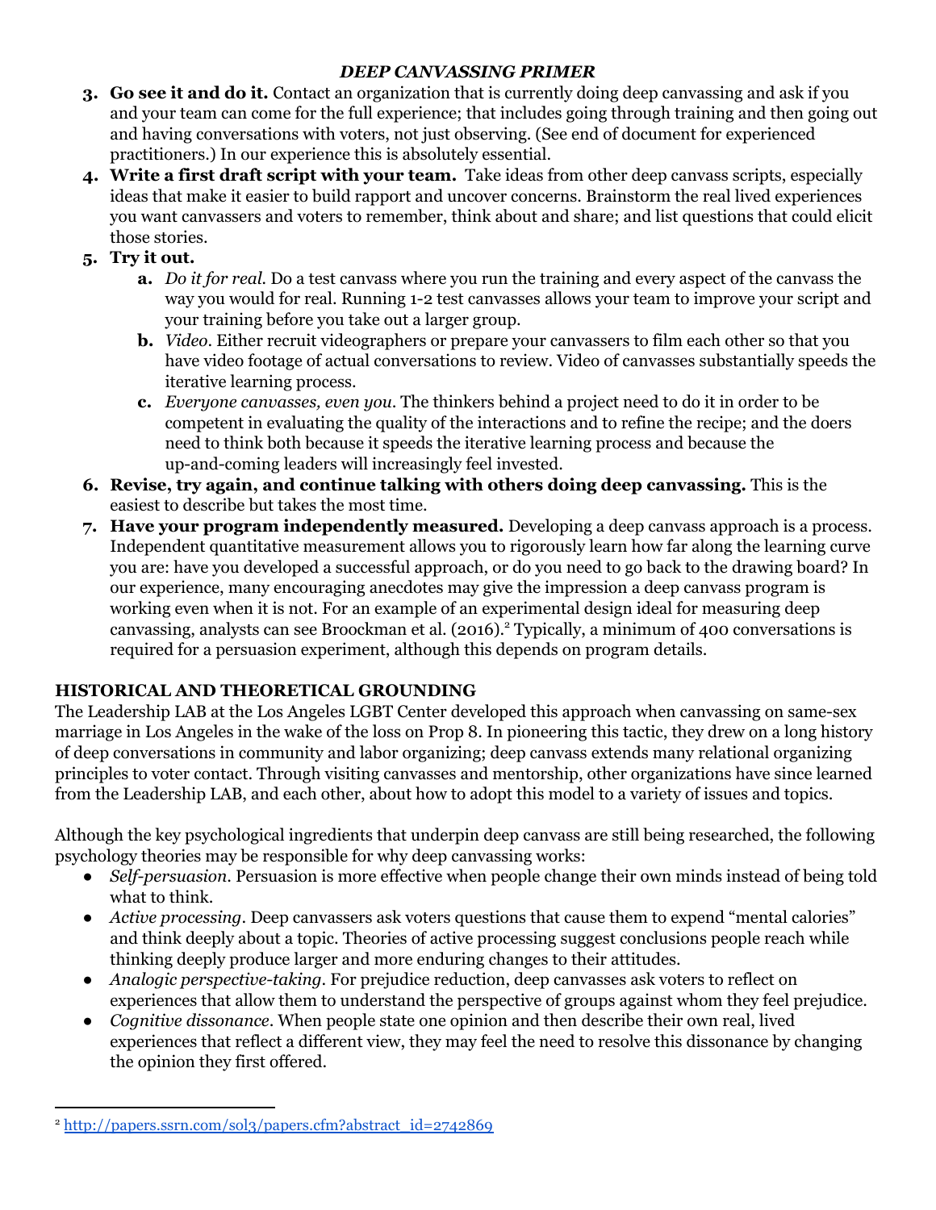### *DEEP CANVASSING PRIMER*

3. **Go see it and do it.** Contact an organization that is currently doing deep canvassing and ask if you and your team can come for the full experience; that includes going through training and then going out and having conversations with voters, not just observing. (See end of document for experienced practitioners.) In our experience this is absolutely essential.
4. **Write a first draft script with your team.** Take ideas from other deep canvass scripts, especially ideas that make it easier to build rapport and uncover concerns. Brainstorm the real lived experiences you want canvassers and voters to remember, think about and share; and list questions that could elicit those stories.
5. **Try it out.**
    a. *Do it for real.* Do a test canvass where you run the training and every aspect of the canvass the way you would for real. Running 1-2 test canvasses allows your team to improve your script and your training before you take out a larger group.
    b. *Video*. Either recruit videographers or prepare your canvassers to film each other so that you have video footage of actual conversations to review. Video of canvasses substantially speeds the iterative learning process.
    c. *Everyone canvasses, even you*. The thinkers behind a project need to do it in order to be competent in evaluating the quality of the interactions and to refine the recipe; and the doers need to think both because it speeds the iterative learning process and because the up-and-coming leaders will increasingly feel invested.
6. **Revise, try again, and continue talking with others doing deep canvassing.** This is the easiest to describe but takes the most time.
7. **Have your program independently measured.** Developing a deep canvass approach is a process. Independent quantitative measurement allows you to rigorously learn how far along the learning curve you are: have you developed a successful approach, or do you need to go back to the drawing board? In our experience, many encouraging anecdotes may give the impression a deep canvass program is working even when it is not. For an example of an experimental design ideal for measuring deep canvassing, analysts can see Broockman et al. (2016).[2] Typically, a minimum of 400 conversations is required for a persuasion experiment, although this depends on program details.

## HISTORICAL AND THEORETICAL GROUNDING

The Leadership LAB at the Los Angeles LGBT Center developed this approach when canvassing on same-sex marriage in Los Angeles in the wake of the loss on Prop 8. In pioneering this tactic, they drew on a long history of deep conversations in community and labor organizing; deep canvass extends many relational organizing principles to voter contact. Through visiting canvasses and mentorship, other organizations have since learned from the Leadership LAB, and each other, about how to adopt this model to a variety of issues and topics.

Although the key psychological ingredients that underpin deep canvass are still being researched, the following psychology theories may be responsible for why deep canvassing works:

- *Self-persuasion*. Persuasion is more effective when people change their own minds instead of being told what to think.
- *Active processing*. Deep canvassers ask voters questions that cause them to expend "mental calories" and think deeply about a topic. Theories of active processing suggest conclusions people reach while thinking deeply produce larger and more enduring changes to their attitudes.
- *Analogic perspective-taking*. For prejudice reduction, deep canvasses ask voters to reflect on experiences that allow them to understand the perspective of groups against whom they feel prejudice.
- *Cognitive dissonance*. When people state one opinion and then describe their own real, lived experiences that reflect a different view, they may feel the need to resolve this dissonance by changing the opinion they first offered.

---

[2] http://papers.ssrn.com/sol3/papers.cfm?abstract_id=2742869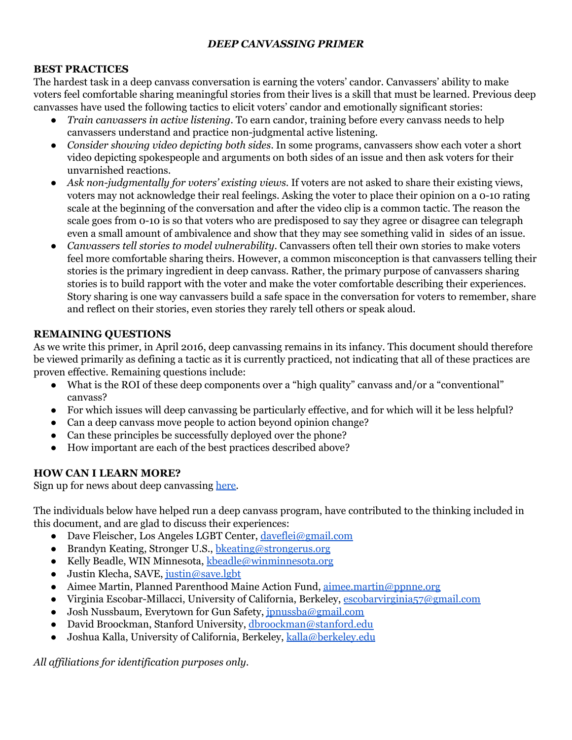***DEEP CANVASSING PRIMER***

**BEST PRACTICES**

The hardest task in a deep canvass conversation is earning the voters' candor. Canvassers' ability to make voters feel comfortable sharing meaningful stories from their lives is a skill that must be learned. Previous deep canvasses have used the following tactics to elicit voters' candor and emotionally significant stories:

- *Train canvassers in active listening*. To earn candor, training before every canvass needs to help canvassers understand and practice non-judgmental active listening.
- *Consider showing video depicting both sides*. In some programs, canvassers show each voter a short video depicting spokespeople and arguments on both sides of an issue and then ask voters for their unvarnished reactions.
- *Ask non-judgmentally for voters' existing views*. If voters are not asked to share their existing views, voters may not acknowledge their real feelings. Asking the voter to place their opinion on a 0-10 rating scale at the beginning of the conversation and after the video clip is a common tactic. The reason the scale goes from 0-10 is so that voters who are predisposed to say they agree or disagree can telegraph even a small amount of ambivalence and show that they may see something valid in sides of an issue.
- *Canvassers tell stories to model vulnerability*. Canvassers often tell their own stories to make voters feel more comfortable sharing theirs. However, a common misconception is that canvassers telling their stories is the primary ingredient in deep canvass. Rather, the primary purpose of canvassers sharing stories is to build rapport with the voter and make the voter comfortable describing their experiences. Story sharing is one way canvassers build a safe space in the conversation for voters to remember, share and reflect on their stories, even stories they rarely tell others or speak aloud.

**REMAINING QUESTIONS**

As we write this primer, in April 2016, deep canvassing remains in its infancy. This document should therefore be viewed primarily as defining a tactic as it is currently practiced, not indicating that all of these practices are proven effective. Remaining questions include:

- What is the ROI of these deep components over a "high quality" canvass and/or a "conventional" canvass?
- For which issues will deep canvassing be particularly effective, and for which will it be less helpful?
- Can a deep canvass move people to action beyond opinion change?
- Can these principles be successfully deployed over the phone?
- How important are each of the best practices described above?

**HOW CAN I LEARN MORE?**

Sign up for news about deep canvassing here.

The individuals below have helped run a deep canvass program, have contributed to the thinking included in this document, and are glad to discuss their experiences:

- Dave Fleischer, Los Angeles LGBT Center, daveflei@gmail.com
- Brandyn Keating, Stronger U.S., bkeating@strongerus.org
- Kelly Beadle, WIN Minnesota, kbeadle@winminnesota.org
- Justin Klecha, SAVE, justin@save.lgbt
- Aimee Martin, Planned Parenthood Maine Action Fund, aimee.martin@ppnne.org
- Virginia Escobar-Millacci, University of California, Berkeley, escobarvirginia57@gmail.com
- Josh Nussbaum, Everytown for Gun Safety, jpnussba@gmail.com
- David Broockman, Stanford University, dbroockman@stanford.edu
- Joshua Kalla, University of California, Berkeley, kalla@berkeley.edu

*All affiliations for identification purposes only.*